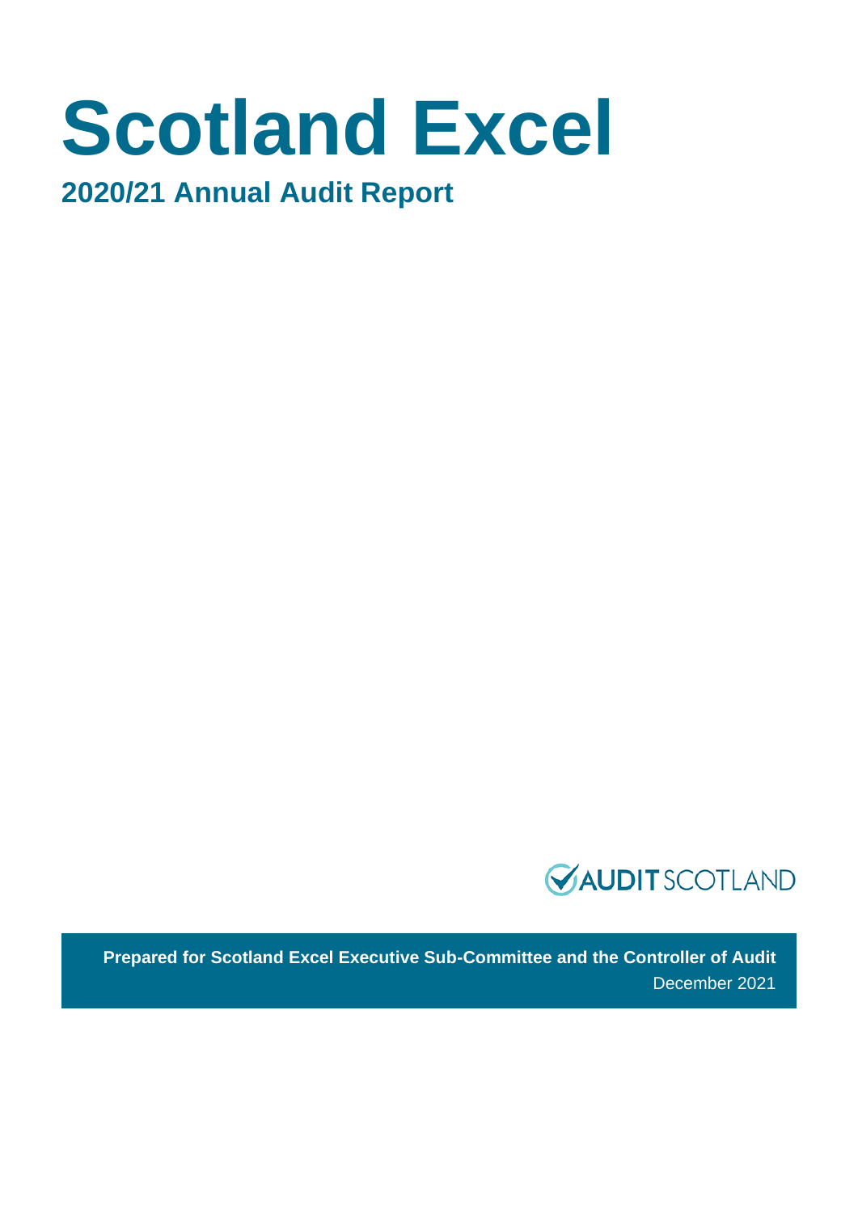# Scotland Excel

## 2020/21 Annual Audit Report

AUDIT SCOTLAND

**Prepared for Scotland Excel Executive Sub-Committee and the Controller of Audit**

December 2021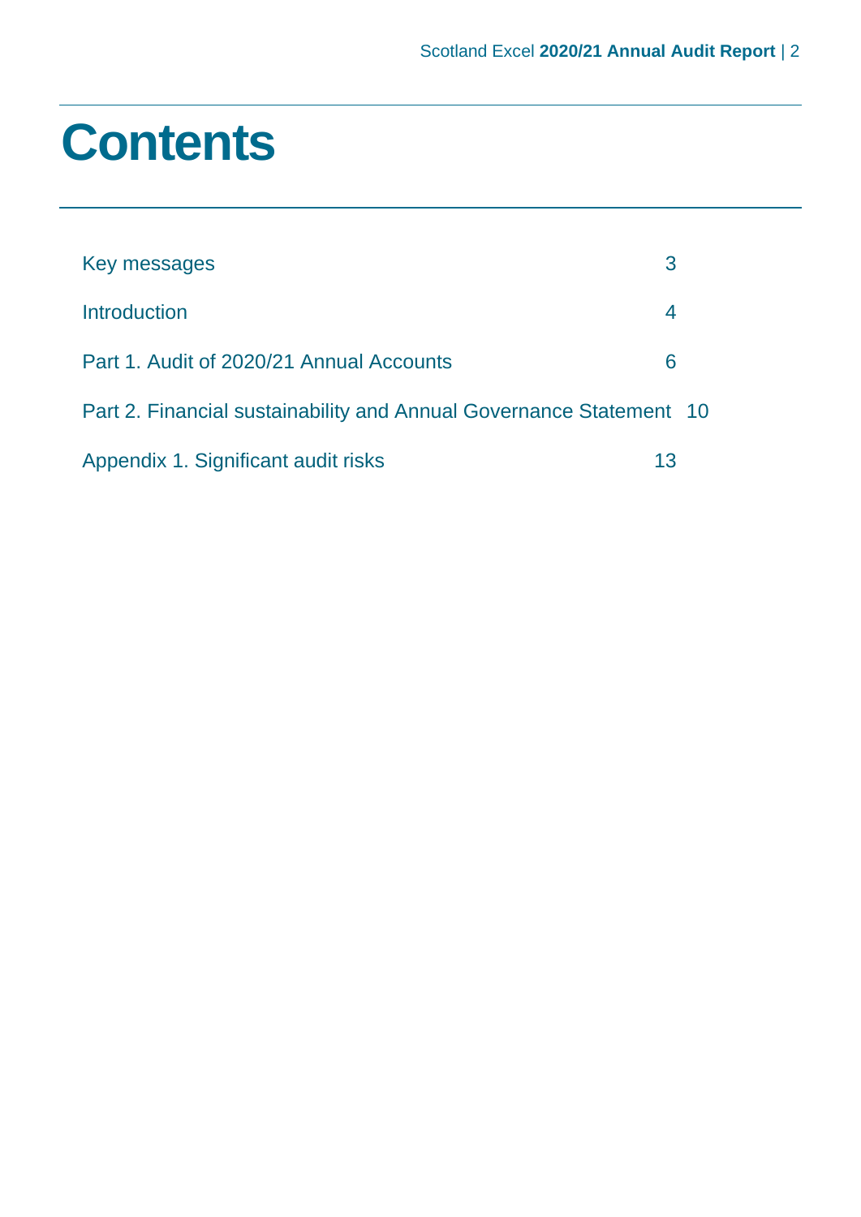# Contents

| | |
|---|---|
| Key messages | 3 |
| Introduction | 4 |
| Part 1. Audit of 2020/21 Annual Accounts | 6 |
| Part 2. Financial sustainability and Annual Governance Statement | 10 |
| Appendix 1. Significant audit risks | 13 |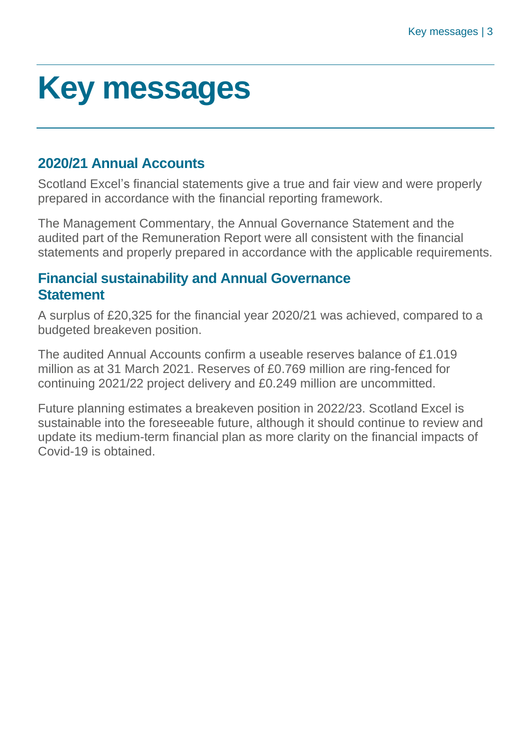# Key messages

## 2020/21 Annual Accounts

Scotland Excel's financial statements give a true and fair view and were properly prepared in accordance with the financial reporting framework.

The Management Commentary, the Annual Governance Statement and the audited part of the Remuneration Report were all consistent with the financial statements and properly prepared in accordance with the applicable requirements.

## Financial sustainability and Annual Governance Statement

A surplus of £20,325 for the financial year 2020/21 was achieved, compared to a budgeted breakeven position.

The audited Annual Accounts confirm a useable reserves balance of £1.019 million as at 31 March 2021. Reserves of £0.769 million are ring-fenced for continuing 2021/22 project delivery and £0.249 million are uncommitted.

Future planning estimates a breakeven position in 2022/23. Scotland Excel is sustainable into the foreseeable future, although it should continue to review and update its medium-term financial plan as more clarity on the financial impacts of Covid-19 is obtained.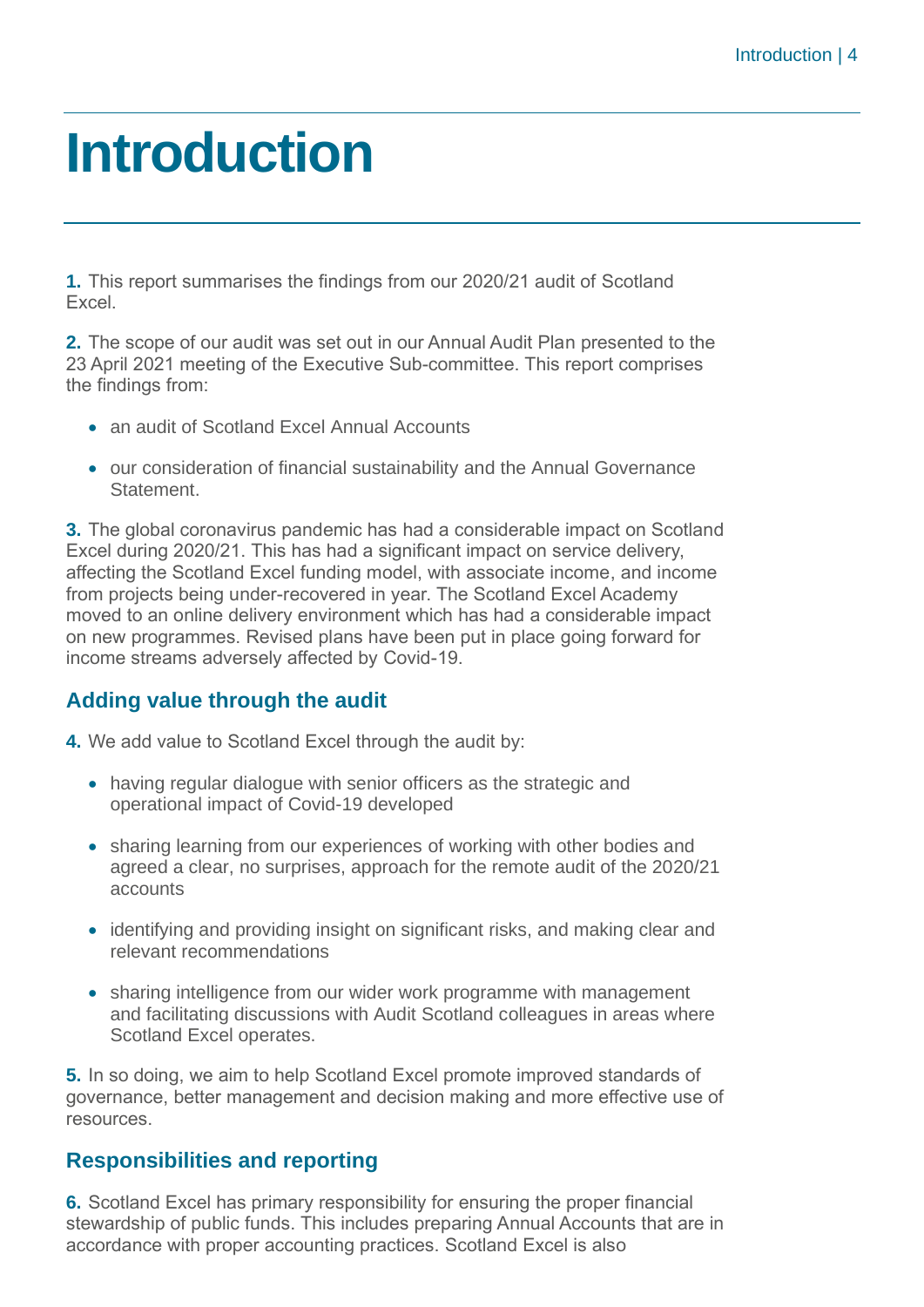# Introduction

**1.** This report summarises the findings from our 2020/21 audit of Scotland Excel.

**2.** The scope of our audit was set out in our Annual Audit Plan presented to the 23 April 2021 meeting of the Executive Sub-committee. This report comprises the findings from:

- an audit of Scotland Excel Annual Accounts
- our consideration of financial sustainability and the Annual Governance Statement.

**3.** The global coronavirus pandemic has had a considerable impact on Scotland Excel during 2020/21. This has had a significant impact on service delivery, affecting the Scotland Excel funding model, with associate income, and income from projects being under-recovered in year. The Scotland Excel Academy moved to an online delivery environment which has had a considerable impact on new programmes. Revised plans have been put in place going forward for income streams adversely affected by Covid-19.

## Adding value through the audit

**4.** We add value to Scotland Excel through the audit by:

- having regular dialogue with senior officers as the strategic and operational impact of Covid-19 developed
- sharing learning from our experiences of working with other bodies and agreed a clear, no surprises, approach for the remote audit of the 2020/21 accounts
- identifying and providing insight on significant risks, and making clear and relevant recommendations
- sharing intelligence from our wider work programme with management and facilitating discussions with Audit Scotland colleagues in areas where Scotland Excel operates.

**5.** In so doing, we aim to help Scotland Excel promote improved standards of governance, better management and decision making and more effective use of resources.

## Responsibilities and reporting

**6.** Scotland Excel has primary responsibility for ensuring the proper financial stewardship of public funds. This includes preparing Annual Accounts that are in accordance with proper accounting practices. Scotland Excel is also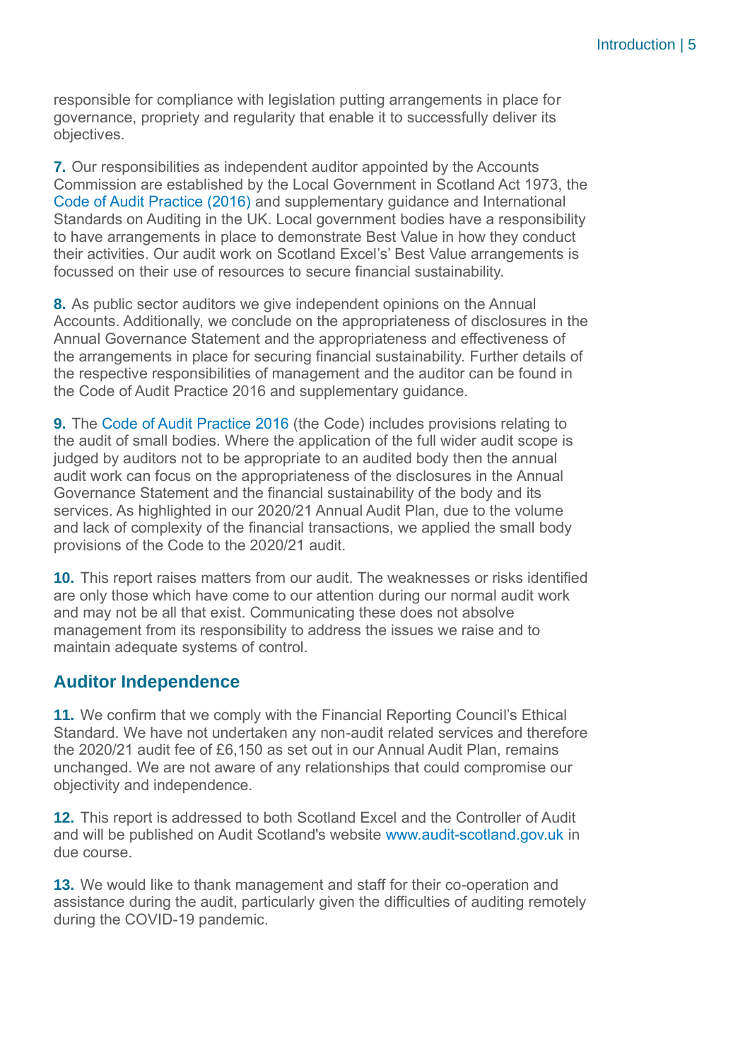responsible for compliance with legislation putting arrangements in place for governance, propriety and regularity that enable it to successfully deliver its objectives.

**7.** Our responsibilities as independent auditor appointed by the Accounts Commission are established by the Local Government in Scotland Act 1973, the Code of Audit Practice (2016) and supplementary guidance and International Standards on Auditing in the UK. Local government bodies have a responsibility to have arrangements in place to demonstrate Best Value in how they conduct their activities. Our audit work on Scotland Excel's' Best Value arrangements is focussed on their use of resources to secure financial sustainability.

**8.** As public sector auditors we give independent opinions on the Annual Accounts. Additionally, we conclude on the appropriateness of disclosures in the Annual Governance Statement and the appropriateness and effectiveness of the arrangements in place for securing financial sustainability. Further details of the respective responsibilities of management and the auditor can be found in the Code of Audit Practice 2016 and supplementary guidance.

**9.** The Code of Audit Practice 2016 (the Code) includes provisions relating to the audit of small bodies. Where the application of the full wider audit scope is judged by auditors not to be appropriate to an audited body then the annual audit work can focus on the appropriateness of the disclosures in the Annual Governance Statement and the financial sustainability of the body and its services. As highlighted in our 2020/21 Annual Audit Plan, due to the volume and lack of complexity of the financial transactions, we applied the small body provisions of the Code to the 2020/21 audit.

**10.** This report raises matters from our audit. The weaknesses or risks identified are only those which have come to our attention during our normal audit work and may not be all that exist. Communicating these does not absolve management from its responsibility to address the issues we raise and to maintain adequate systems of control.

## Auditor Independence

**11.** We confirm that we comply with the Financial Reporting Council's Ethical Standard. We have not undertaken any non-audit related services and therefore the 2020/21 audit fee of £6,150 as set out in our Annual Audit Plan, remains unchanged. We are not aware of any relationships that could compromise our objectivity and independence.

**12.** This report is addressed to both Scotland Excel and the Controller of Audit and will be published on Audit Scotland's website www.audit-scotland.gov.uk in due course.

**13.** We would like to thank management and staff for their co-operation and assistance during the audit, particularly given the difficulties of auditing remotely during the COVID-19 pandemic.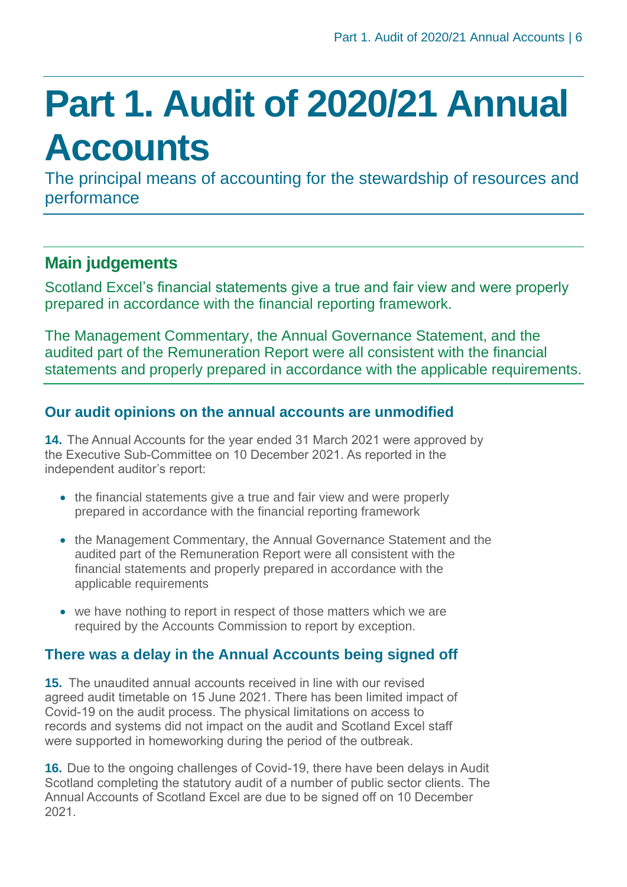# Part 1. Audit of 2020/21 Annual Accounts

The principal means of accounting for the stewardship of resources and performance

## Main judgements

Scotland Excel's financial statements give a true and fair view and were properly prepared in accordance with the financial reporting framework.

The Management Commentary, the Annual Governance Statement, and the audited part of the Remuneration Report were all consistent with the financial statements and properly prepared in accordance with the applicable requirements.

### Our audit opinions on the annual accounts are unmodified

**14.** The Annual Accounts for the year ended 31 March 2021 were approved by the Executive Sub-Committee on 10 December 2021. As reported in the independent auditor's report:

- the financial statements give a true and fair view and were properly prepared in accordance with the financial reporting framework
- the Management Commentary, the Annual Governance Statement and the audited part of the Remuneration Report were all consistent with the financial statements and properly prepared in accordance with the applicable requirements
- we have nothing to report in respect of those matters which we are required by the Accounts Commission to report by exception.

### There was a delay in the Annual Accounts being signed off

**15.** The unaudited annual accounts received in line with our revised agreed audit timetable on 15 June 2021. There has been limited impact of Covid-19 on the audit process. The physical limitations on access to records and systems did not impact on the audit and Scotland Excel staff were supported in homeworking during the period of the outbreak.

**16.** Due to the ongoing challenges of Covid-19, there have been delays in Audit Scotland completing the statutory audit of a number of public sector clients. The Annual Accounts of Scotland Excel are due to be signed off on 10 December 2021.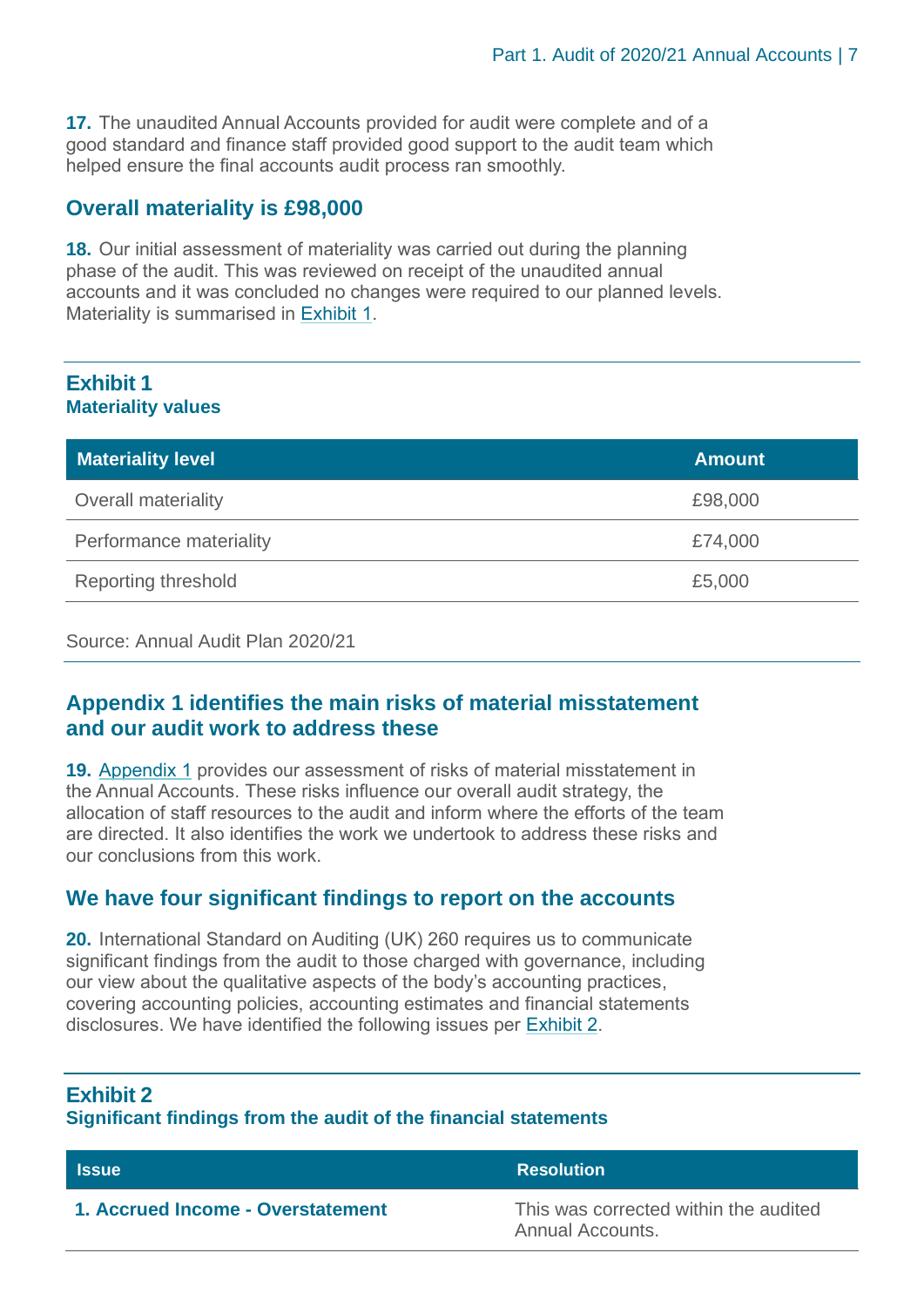**17.** The unaudited Annual Accounts provided for audit were complete and of a good standard and finance staff provided good support to the audit team which helped ensure the final accounts audit process ran smoothly.

## Overall materiality is £98,000

**18.** Our initial assessment of materiality was carried out during the planning phase of the audit. This was reviewed on receipt of the unaudited annual accounts and it was concluded no changes were required to our planned levels. Materiality is summarised in Exhibit 1.

### Exhibit 1
**Materiality values**

| Materiality level | Amount |
|---|---|
| Overall materiality | £98,000 |
| Performance materiality | £74,000 |
| Reporting threshold | £5,000 |

Source: Annual Audit Plan 2020/21

## Appendix 1 identifies the main risks of material misstatement and our audit work to address these

**19.** Appendix 1 provides our assessment of risks of material misstatement in the Annual Accounts. These risks influence our overall audit strategy, the allocation of staff resources to the audit and inform where the efforts of the team are directed. It also identifies the work we undertook to address these risks and our conclusions from this work.

## We have four significant findings to report on the accounts

**20.** International Standard on Auditing (UK) 260 requires us to communicate significant findings from the audit to those charged with governance, including our view about the qualitative aspects of the body's accounting practices, covering accounting policies, accounting estimates and financial statements disclosures. We have identified the following issues per Exhibit 2.

### Exhibit 2
**Significant findings from the audit of the financial statements**

| Issue | Resolution |
|---|---|
| **1. Accrued Income - Overstatement** | This was corrected within the audited Annual Accounts. |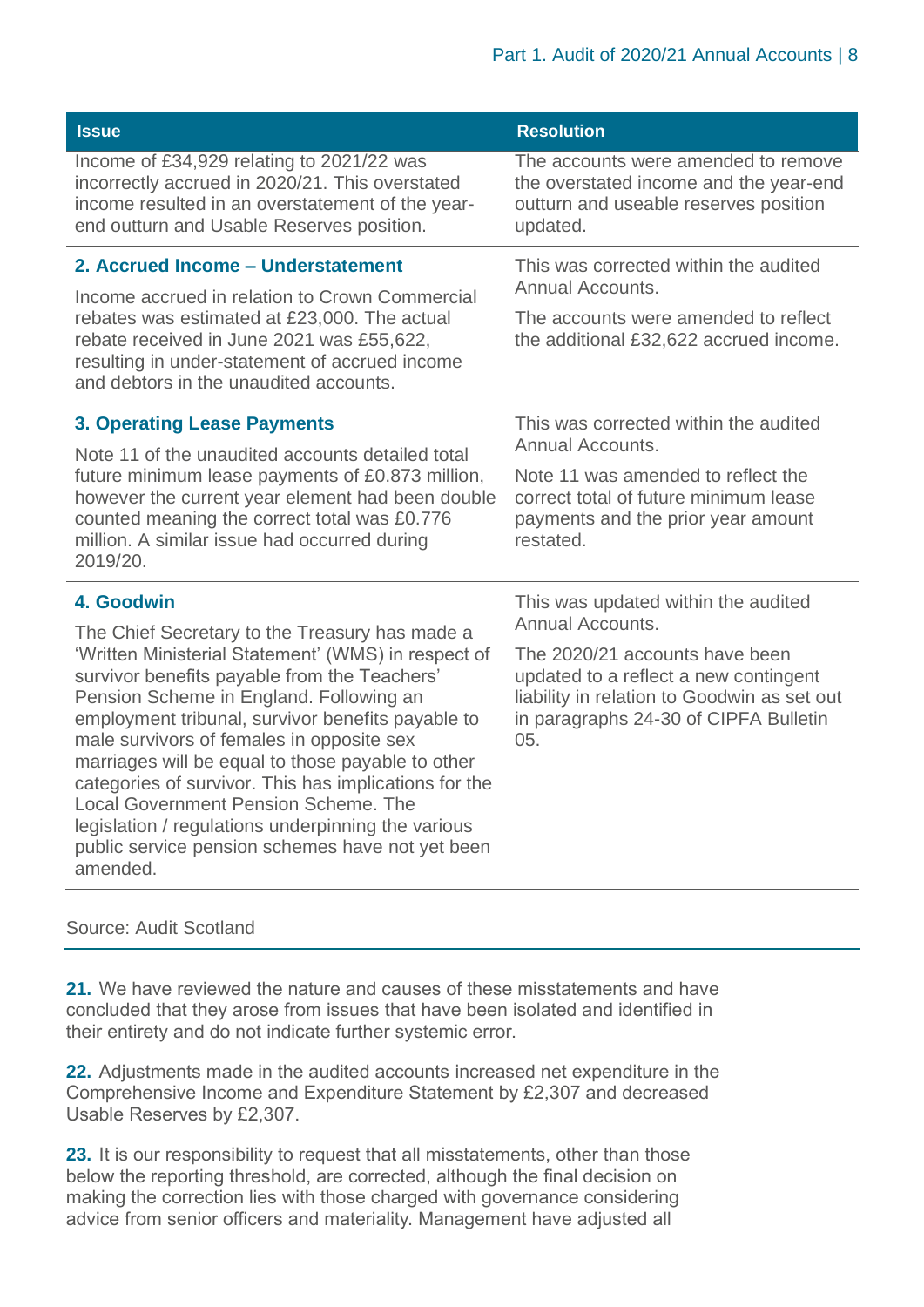| Issue | Resolution |
| --- | --- |
| Income of £34,929 relating to 2021/22 was incorrectly accrued in 2020/21. This overstated income resulted in an overstatement of the year-end outturn and Usable Reserves position. | The accounts were amended to remove the overstated income and the year-end outturn and useable reserves position updated. |
| **2. Accrued Income – Understatement**<br><br>Income accrued in relation to Crown Commercial rebates was estimated at £23,000. The actual rebate received in June 2021 was £55,622, resulting in under-statement of accrued income and debtors in the unaudited accounts. | This was corrected within the audited Annual Accounts.<br><br>The accounts were amended to reflect the additional £32,622 accrued income. |
| **3. Operating Lease Payments**<br><br>Note 11 of the unaudited accounts detailed total future minimum lease payments of £0.873 million, however the current year element had been double counted meaning the correct total was £0.776 million. A similar issue had occurred during 2019/20. | This was corrected within the audited Annual Accounts.<br><br>Note 11 was amended to reflect the correct total of future minimum lease payments and the prior year amount restated. |
| **4. Goodwin**<br><br>The Chief Secretary to the Treasury has made a 'Written Ministerial Statement' (WMS) in respect of survivor benefits payable from the Teachers' Pension Scheme in England. Following an employment tribunal, survivor benefits payable to male survivors of females in opposite sex marriages will be equal to those payable to other categories of survivor. This has implications for the Local Government Pension Scheme. The legislation / regulations underpinning the various public service pension schemes have not yet been amended. | This was updated within the audited Annual Accounts.<br><br>The 2020/21 accounts have been updated to a reflect a new contingent liability in relation to Goodwin as set out in paragraphs 24-30 of CIPFA Bulletin 05. |

Source: Audit Scotland

**21.** We have reviewed the nature and causes of these misstatements and have concluded that they arose from issues that have been isolated and identified in their entirety and do not indicate further systemic error.

**22.** Adjustments made in the audited accounts increased net expenditure in the Comprehensive Income and Expenditure Statement by £2,307 and decreased Usable Reserves by £2,307.

**23.** It is our responsibility to request that all misstatements, other than those below the reporting threshold, are corrected, although the final decision on making the correction lies with those charged with governance considering advice from senior officers and materiality. Management have adjusted all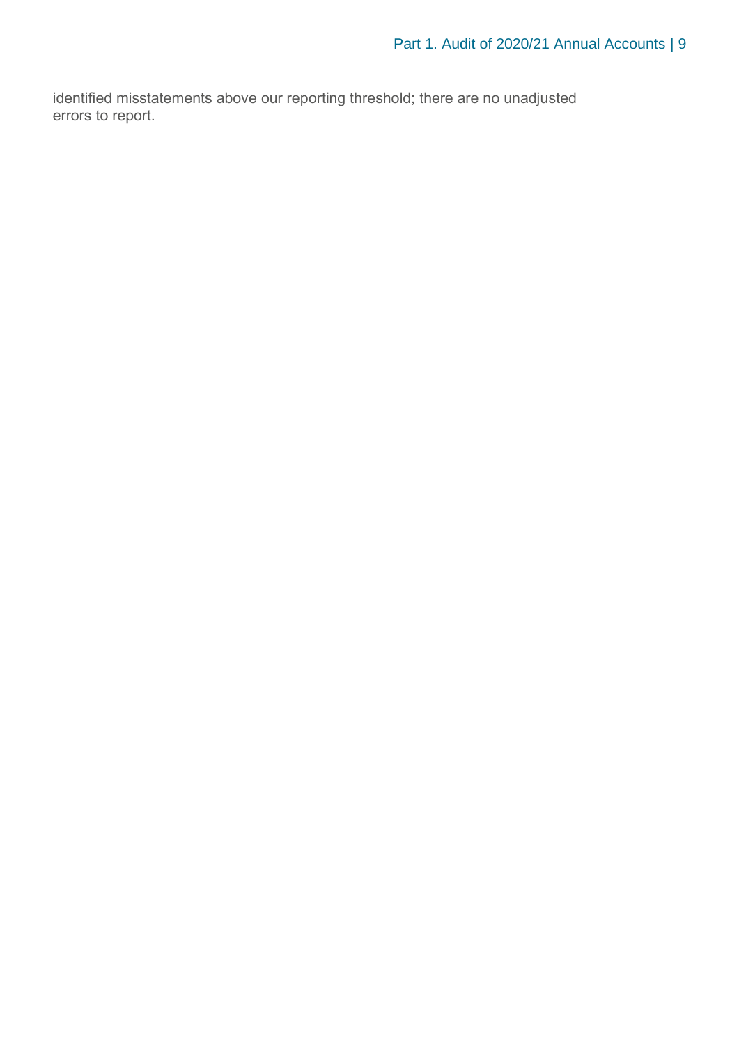identified misstatements above our reporting threshold; there are no unadjusted errors to report.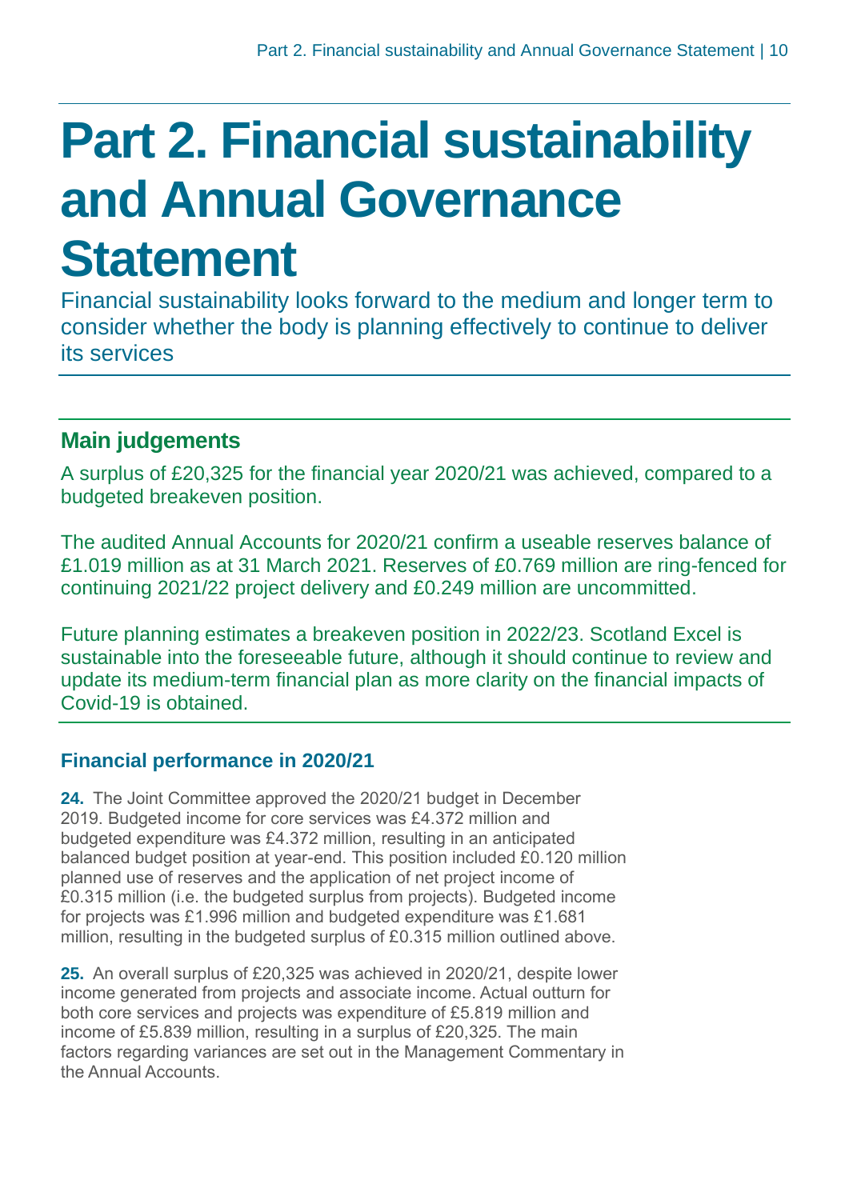# Part 2. Financial sustainability and Annual Governance Statement

Financial sustainability looks forward to the medium and longer term to consider whether the body is planning effectively to continue to deliver its services

## Main judgements

A surplus of £20,325 for the financial year 2020/21 was achieved, compared to a budgeted breakeven position.

The audited Annual Accounts for 2020/21 confirm a useable reserves balance of £1.019 million as at 31 March 2021. Reserves of £0.769 million are ring-fenced for continuing 2021/22 project delivery and £0.249 million are uncommitted.

Future planning estimates a breakeven position in 2022/23. Scotland Excel is sustainable into the foreseeable future, although it should continue to review and update its medium-term financial plan as more clarity on the financial impacts of Covid-19 is obtained.

### Financial performance in 2020/21

**24.** The Joint Committee approved the 2020/21 budget in December 2019. Budgeted income for core services was £4.372 million and budgeted expenditure was £4.372 million, resulting in an anticipated balanced budget position at year-end. This position included £0.120 million planned use of reserves and the application of net project income of £0.315 million (i.e. the budgeted surplus from projects). Budgeted income for projects was £1.996 million and budgeted expenditure was £1.681 million, resulting in the budgeted surplus of £0.315 million outlined above.

**25.** An overall surplus of £20,325 was achieved in 2020/21, despite lower income generated from projects and associate income. Actual outturn for both core services and projects was expenditure of £5.819 million and income of £5.839 million, resulting in a surplus of £20,325. The main factors regarding variances are set out in the Management Commentary in the Annual Accounts.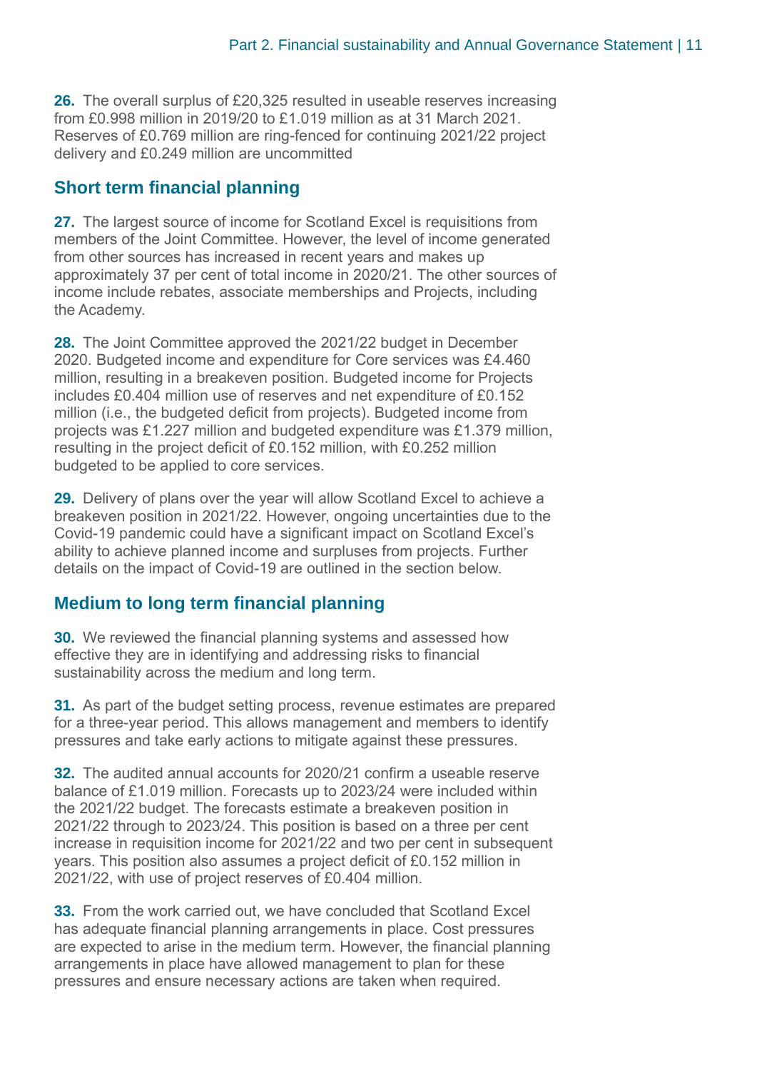**26.** The overall surplus of £20,325 resulted in useable reserves increasing from £0.998 million in 2019/20 to £1.019 million as at 31 March 2021. Reserves of £0.769 million are ring-fenced for continuing 2021/22 project delivery and £0.249 million are uncommitted

## Short term financial planning

**27.** The largest source of income for Scotland Excel is requisitions from members of the Joint Committee. However, the level of income generated from other sources has increased in recent years and makes up approximately 37 per cent of total income in 2020/21. The other sources of income include rebates, associate memberships and Projects, including the Academy.

**28.** The Joint Committee approved the 2021/22 budget in December 2020. Budgeted income and expenditure for Core services was £4.460 million, resulting in a breakeven position. Budgeted income for Projects includes £0.404 million use of reserves and net expenditure of £0.152 million (i.e., the budgeted deficit from projects). Budgeted income from projects was £1.227 million and budgeted expenditure was £1.379 million, resulting in the project deficit of £0.152 million, with £0.252 million budgeted to be applied to core services.

**29.** Delivery of plans over the year will allow Scotland Excel to achieve a breakeven position in 2021/22. However, ongoing uncertainties due to the Covid-19 pandemic could have a significant impact on Scotland Excel's ability to achieve planned income and surpluses from projects. Further details on the impact of Covid-19 are outlined in the section below.

## Medium to long term financial planning

**30.** We reviewed the financial planning systems and assessed how effective they are in identifying and addressing risks to financial sustainability across the medium and long term.

**31.** As part of the budget setting process, revenue estimates are prepared for a three-year period. This allows management and members to identify pressures and take early actions to mitigate against these pressures.

**32.** The audited annual accounts for 2020/21 confirm a useable reserve balance of £1.019 million. Forecasts up to 2023/24 were included within the 2021/22 budget. The forecasts estimate a breakeven position in 2021/22 through to 2023/24. This position is based on a three per cent increase in requisition income for 2021/22 and two per cent in subsequent years. This position also assumes a project deficit of £0.152 million in 2021/22, with use of project reserves of £0.404 million.

**33.** From the work carried out, we have concluded that Scotland Excel has adequate financial planning arrangements in place. Cost pressures are expected to arise in the medium term. However, the financial planning arrangements in place have allowed management to plan for these pressures and ensure necessary actions are taken when required.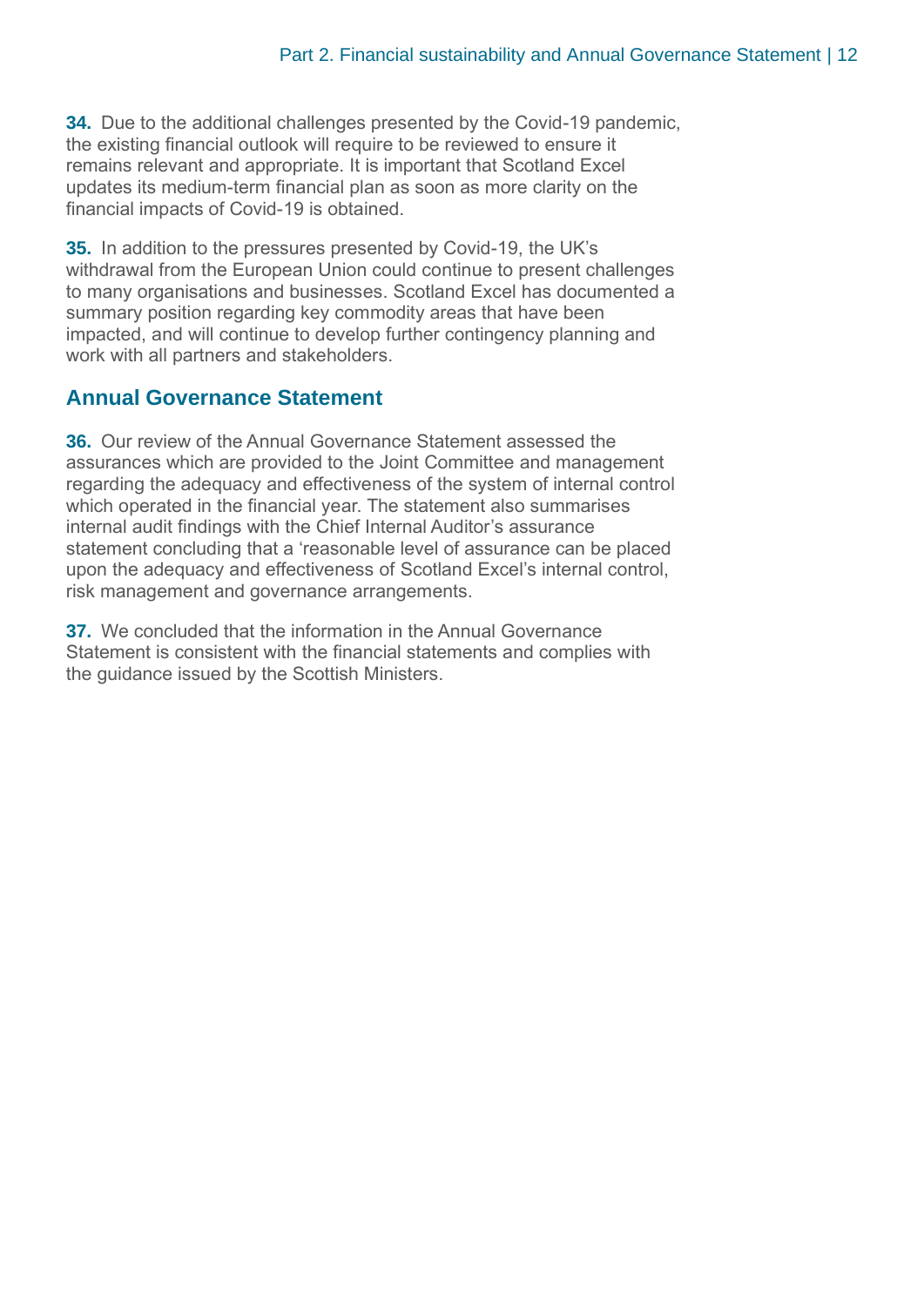**34.** Due to the additional challenges presented by the Covid-19 pandemic, the existing financial outlook will require to be reviewed to ensure it remains relevant and appropriate. It is important that Scotland Excel updates its medium-term financial plan as soon as more clarity on the financial impacts of Covid-19 is obtained.

**35.** In addition to the pressures presented by Covid-19, the UK's withdrawal from the European Union could continue to present challenges to many organisations and businesses. Scotland Excel has documented a summary position regarding key commodity areas that have been impacted, and will continue to develop further contingency planning and work with all partners and stakeholders.

## Annual Governance Statement

**36.** Our review of the Annual Governance Statement assessed the assurances which are provided to the Joint Committee and management regarding the adequacy and effectiveness of the system of internal control which operated in the financial year. The statement also summarises internal audit findings with the Chief Internal Auditor's assurance statement concluding that a 'reasonable level of assurance can be placed upon the adequacy and effectiveness of Scotland Excel's internal control, risk management and governance arrangements.

**37.** We concluded that the information in the Annual Governance Statement is consistent with the financial statements and complies with the guidance issued by the Scottish Ministers.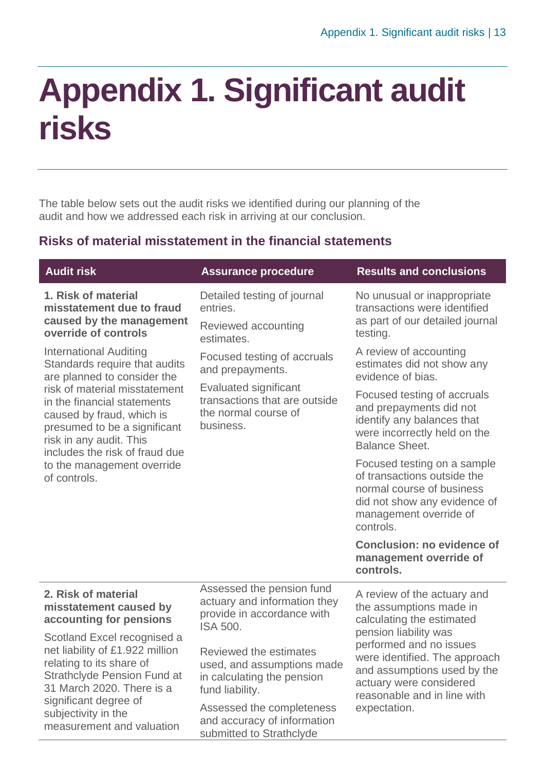# Appendix 1. Significant audit risks

The table below sets out the audit risks we identified during our planning of the audit and how we addressed each risk in arriving at our conclusion.

### Risks of material misstatement in the financial statements

| Audit risk | Assurance procedure | Results and conclusions |
|---|---|---|
| **1. Risk of material misstatement due to fraud caused by the management override of controls**<br><br>International Auditing Standards require that audits are planned to consider the risk of material misstatement in the financial statements caused by fraud, which is presumed to be a significant risk in any audit. This includes the risk of fraud due to the management override of controls. | Detailed testing of journal entries.<br><br>Reviewed accounting estimates.<br><br>Focused testing of accruals and prepayments.<br><br>Evaluated significant transactions that are outside the normal course of business. | No unusual or inappropriate transactions were identified as part of our detailed journal testing.<br><br>A review of accounting estimates did not show any evidence of bias.<br><br>Focused testing of accruals and prepayments did not identify any balances that were incorrectly held on the Balance Sheet.<br><br>Focused testing on a sample of transactions outside the normal course of business did not show any evidence of management override of controls.<br><br>**Conclusion: no evidence of management override of controls.** |
| **2. Risk of material misstatement caused by accounting for pensions**<br><br>Scotland Excel recognised a net liability of £1.922 million relating to its share of Strathclyde Pension Fund at 31 March 2020. There is a significant degree of subjectivity in the measurement and valuation | Assessed the pension fund actuary and information they provide in accordance with ISA 500.<br><br>Reviewed the estimates used, and assumptions made in calculating the pension fund liability.<br><br>Assessed the completeness and accuracy of information submitted to Strathclyde | A review of the actuary and the assumptions made in calculating the estimated pension liability was performed and no issues were identified. The approach and assumptions used by the actuary were considered reasonable and in line with expectation. |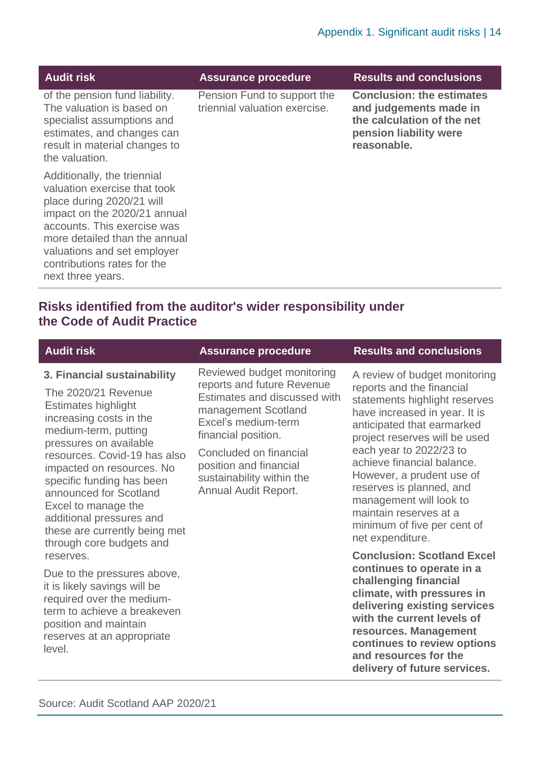| Audit risk | Assurance procedure | Results and conclusions |
| --- | --- | --- |
| of the pension fund liability. The valuation is based on specialist assumptions and estimates, and changes can result in material changes to the valuation.<br><br>Additionally, the triennial valuation exercise that took place during 2020/21 will impact on the 2020/21 annual accounts. This exercise was more detailed than the annual valuations and set employer contributions rates for the next three years. | Pension Fund to support the triennial valuation exercise. | **Conclusion: the estimates and judgements made in the calculation of the net pension liability were reasonable.** |

## Risks identified from the auditor's wider responsibility under the Code of Audit Practice

| Audit risk | Assurance procedure | Results and conclusions |
| --- | --- | --- |
| **3. Financial sustainability**<br><br>The 2020/21 Revenue Estimates highlight increasing costs in the medium-term, putting pressures on available resources. Covid-19 has also impacted on resources. No specific funding has been announced for Scotland Excel to manage the additional pressures and these are currently being met through core budgets and reserves.<br><br>Due to the pressures above, it is likely savings will be required over the medium-term to achieve a breakeven position and maintain reserves at an appropriate level. | Reviewed budget monitoring reports and future Revenue Estimates and discussed with management Scotland Excel's medium-term financial position.<br><br>Concluded on financial position and financial sustainability within the Annual Audit Report. | A review of budget monitoring reports and the financial statements highlight reserves have increased in year. It is anticipated that earmarked project reserves will be used each year to 2022/23 to achieve financial balance. However, a prudent use of reserves is planned, and management will look to maintain reserves at a minimum of five per cent of net expenditure.<br><br>**Conclusion: Scotland Excel continues to operate in a challenging financial climate, with pressures in delivering existing services with the current levels of resources. Management continues to review options and resources for the delivery of future services.** |

Source: Audit Scotland AAP 2020/21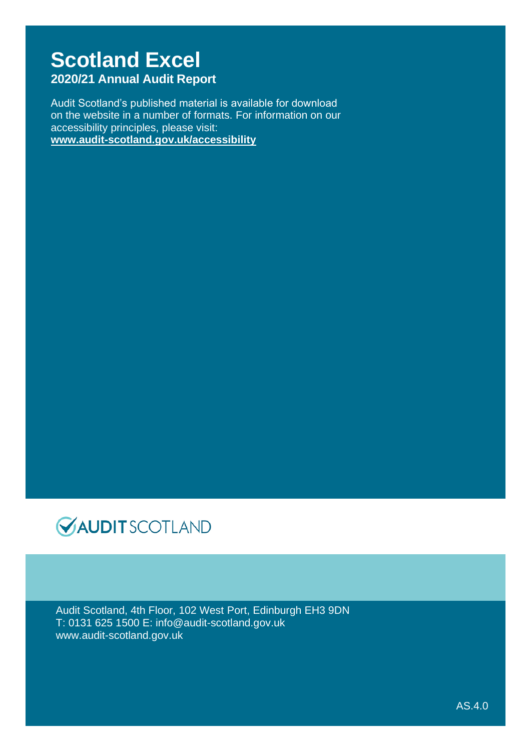# Scotland Excel

## 2020/21 Annual Audit Report

Audit Scotland's published material is available for download on the website in a number of formats. For information on our accessibility principles, please visit:
**www.audit-scotland.gov.uk/accessibility**

AUDIT SCOTLAND

Audit Scotland, 4th Floor, 102 West Port, Edinburgh EH3 9DN
T: 0131 625 1500 E: info@audit-scotland.gov.uk
www.audit-scotland.gov.uk

AS.4.0